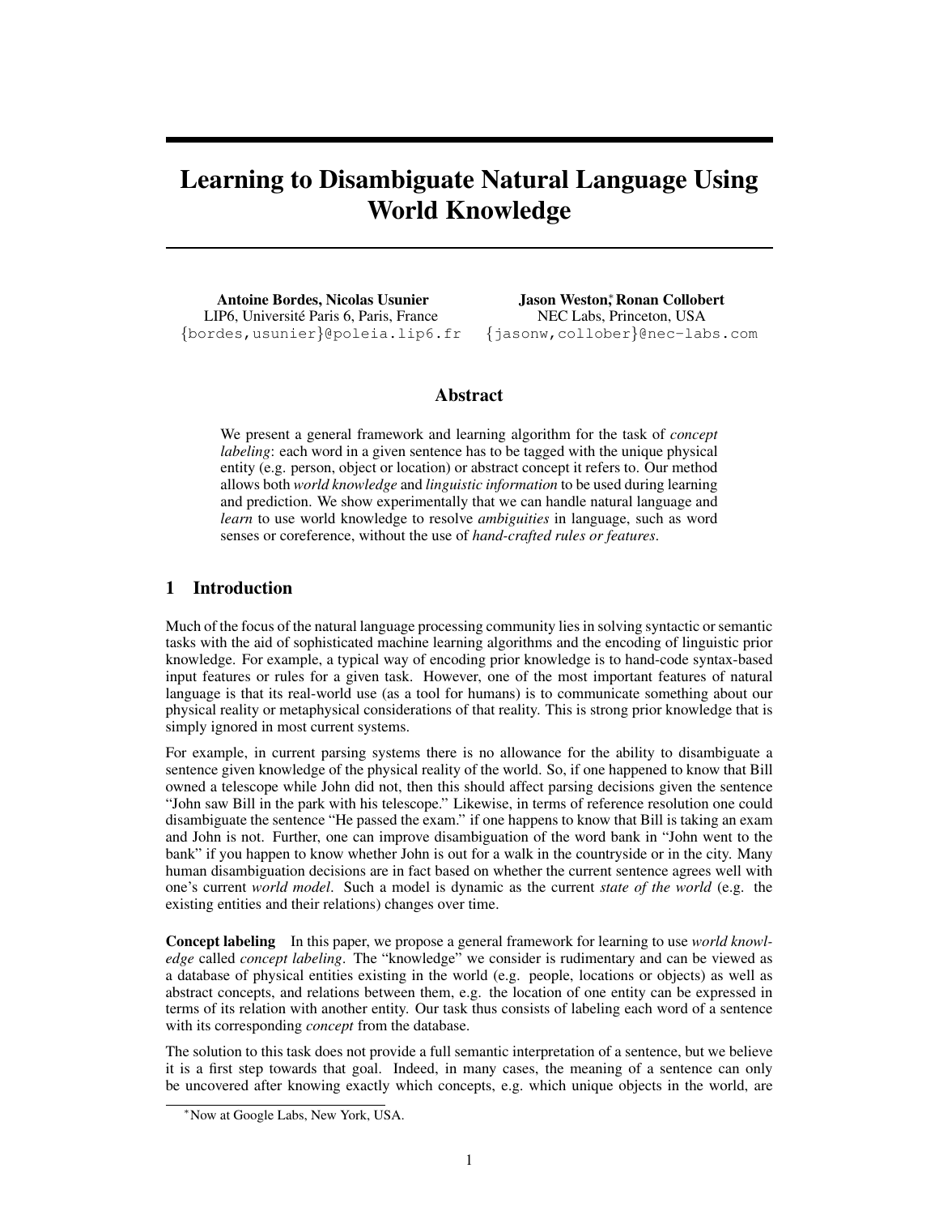# Learning to Disambiguate Natural Language Using World Knowledge

**Antoine Bordes, Nicolas Usunier**
LIP6, Université Paris 6, Paris, France
{bordes,usunier}@poleia.lip6.fr

**Jason Weston[*], Ronan Collobert**
NEC Labs, Princeton, USA
{jasonw,collober}@nec-labs.com

## Abstract

We present a general framework and learning algorithm for the task of *concept labeling*: each word in a given sentence has to be tagged with the unique physical entity (e.g. person, object or location) or abstract concept it refers to. Our method allows both *world knowledge* and *linguistic information* to be used during learning and prediction. We show experimentally that we can handle natural language and *learn* to use world knowledge to resolve *ambiguities* in language, such as word senses or coreference, without the use of *hand-crafted rules or features*.

## 1 Introduction

Much of the focus of the natural language processing community lies in solving syntactic or semantic tasks with the aid of sophisticated machine learning algorithms and the encoding of linguistic prior knowledge. For example, a typical way of encoding prior knowledge is to hand-code syntax-based input features or rules for a given task. However, one of the most important features of natural language is that its real-world use (as a tool for humans) is to communicate something about our physical reality or metaphysical considerations of that reality. This is strong prior knowledge that is simply ignored in most current systems.

For example, in current parsing systems there is no allowance for the ability to disambiguate a sentence given knowledge of the physical reality of the world. So, if one happened to know that Bill owned a telescope while John did not, then this should affect parsing decisions given the sentence "John saw Bill in the park with his telescope." Likewise, in terms of reference resolution one could disambiguate the sentence "He passed the exam." if one happens to know that Bill is taking an exam and John is not. Further, one can improve disambiguation of the word bank in "John went to the bank" if you happen to know whether John is out for a walk in the countryside or in the city. Many human disambiguation decisions are in fact based on whether the current sentence agrees well with one's current *world model*. Such a model is dynamic as the current *state of the world* (e.g. the existing entities and their relations) changes over time.

**Concept labeling** In this paper, we propose a general framework for learning to use *world knowledge* called *concept labeling*. The "knowledge" we consider is rudimentary and can be viewed as a database of physical entities existing in the world (e.g. people, locations or objects) as well as abstract concepts, and relations between them, e.g. the location of one entity can be expressed in terms of its relation with another entity. Our task thus consists of labeling each word of a sentence with its corresponding *concept* from the database.

The solution to this task does not provide a full semantic interpretation of a sentence, but we believe it is a first step towards that goal. Indeed, in many cases, the meaning of a sentence can only be uncovered after knowing exactly which concepts, e.g. which unique objects in the world, are

[*]Now at Google Labs, New York, USA.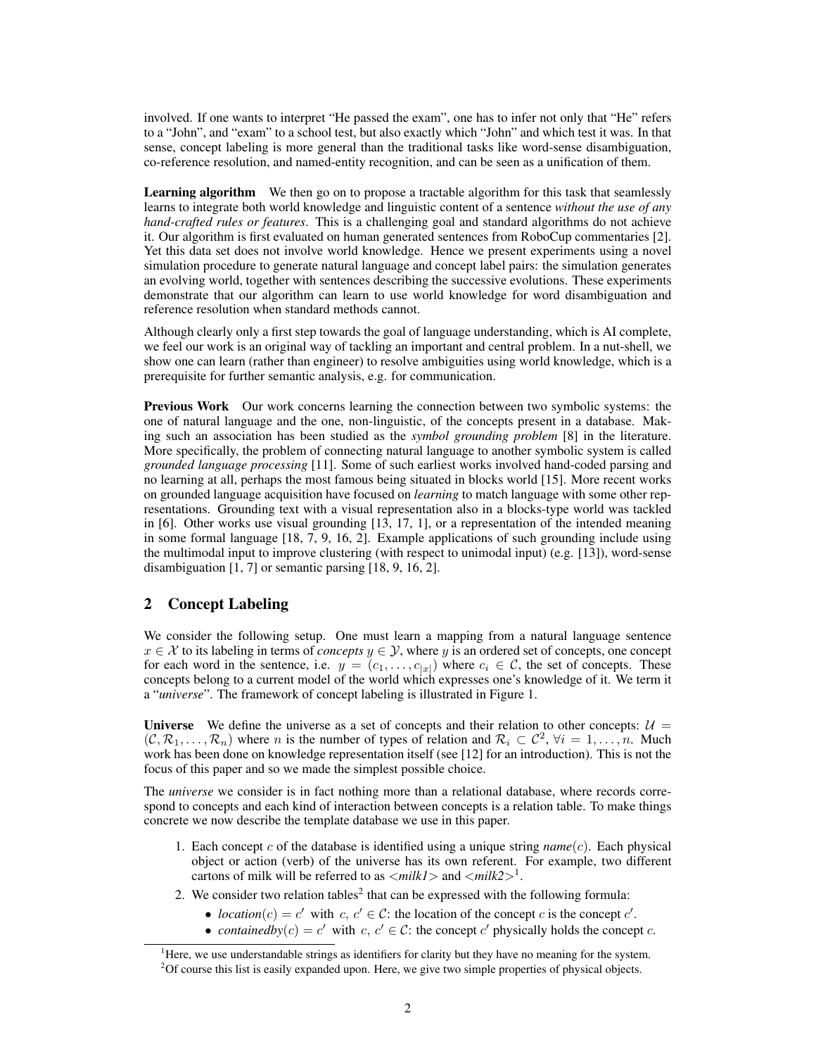involved. If one wants to interpret "He passed the exam", one has to infer not only that "He" refers to a "John", and "exam" to a school test, but also exactly which "John" and which test it was. In that sense, concept labeling is more general than the traditional tasks like word-sense disambiguation, co-reference resolution, and named-entity recognition, and can be seen as a unification of them.

**Learning algorithm** We then go on to propose a tractable algorithm for this task that seamlessly learns to integrate both world knowledge and linguistic content of a sentence *without the use of any hand-crafted rules or features*. This is a challenging goal and standard algorithms do not achieve it. Our algorithm is first evaluated on human generated sentences from RoboCup commentaries [2]. Yet this data set does not involve world knowledge. Hence we present experiments using a novel simulation procedure to generate natural language and concept label pairs: the simulation generates an evolving world, together with sentences describing the successive evolutions. These experiments demonstrate that our algorithm can learn to use world knowledge for word disambiguation and reference resolution when standard methods cannot.

Although clearly only a first step towards the goal of language understanding, which is AI complete, we feel our work is an original way of tackling an important and central problem. In a nut-shell, we show one can learn (rather than engineer) to resolve ambiguities using world knowledge, which is a prerequisite for further semantic analysis, e.g. for communication.

**Previous Work** Our work concerns learning the connection between two symbolic systems: the one of natural language and the one, non-linguistic, of the concepts present in a database. Making such an association has been studied as the *symbol grounding problem* [8] in the literature. More specifically, the problem of connecting natural language to another symbolic system is called *grounded language processing* [11]. Some of such earliest works involved hand-coded parsing and no learning at all, perhaps the most famous being situated in blocks world [15]. More recent works on grounded language acquisition have focused on *learning* to match language with some other representations. Grounding text with a visual representation also in a blocks-type world was tackled in [6]. Other works use visual grounding [13, 17, 1], or a representation of the intended meaning in some formal language [18, 7, 9, 16, 2]. Example applications of such grounding include using the multimodal input to improve clustering (with respect to unimodal input) (e.g. [13]), word-sense disambiguation [1, 7] or semantic parsing [18, 9, 16, 2].

## 2 Concept Labeling

We consider the following setup. One must learn a mapping from a natural language sentence $x \in \mathcal{X}$ to its labeling in terms of *concepts* $y \in \mathcal{Y}$, where $y$ is an ordered set of concepts, one concept for each word in the sentence, i.e. $y = (c_1, \ldots, c_{|x|})$ where $c_i \in \mathcal{C}$, the set of concepts. These concepts belong to a current model of the world which expresses one's knowledge of it. We term it a "*universe*". The framework of concept labeling is illustrated in Figure 1.

**Universe** We define the universe as a set of concepts and their relation to other concepts: $\mathcal{U} = (\mathcal{C}, \mathcal{R}_1, \ldots, \mathcal{R}_n)$ where $n$ is the number of types of relation and $\mathcal{R}_i \subset \mathcal{C}^2$, $\forall i = 1, \ldots, n$. Much work has been done on knowledge representation itself (see [12] for an introduction). This is not the focus of this paper and so we made the simplest possible choice.

The *universe* we consider is in fact nothing more than a relational database, where records correspond to concepts and each kind of interaction between concepts is a relation table. To make things concrete we now describe the template database we use in this paper.

1. Each concept $c$ of the database is identified using a unique string *name*($c$). Each physical object or action (verb) of the universe has its own referent. For example, two different cartons of milk will be referred to as <*milk1*> and <*milk2*>[1].
2. We consider two relation tables[2] that can be expressed with the following formula:
   - *location*($c$) $= c'$ with $c, c' \in \mathcal{C}$: the location of the concept $c$ is the concept $c'$.
   - *containedby*($c$) $= c'$ with $c, c' \in \mathcal{C}$: the concept $c'$ physically holds the concept $c$.

[1] Here, we use understandable strings as identifiers for clarity but they have no meaning for the system.

[2] Of course this list is easily expanded upon. Here, we give two simple properties of physical objects.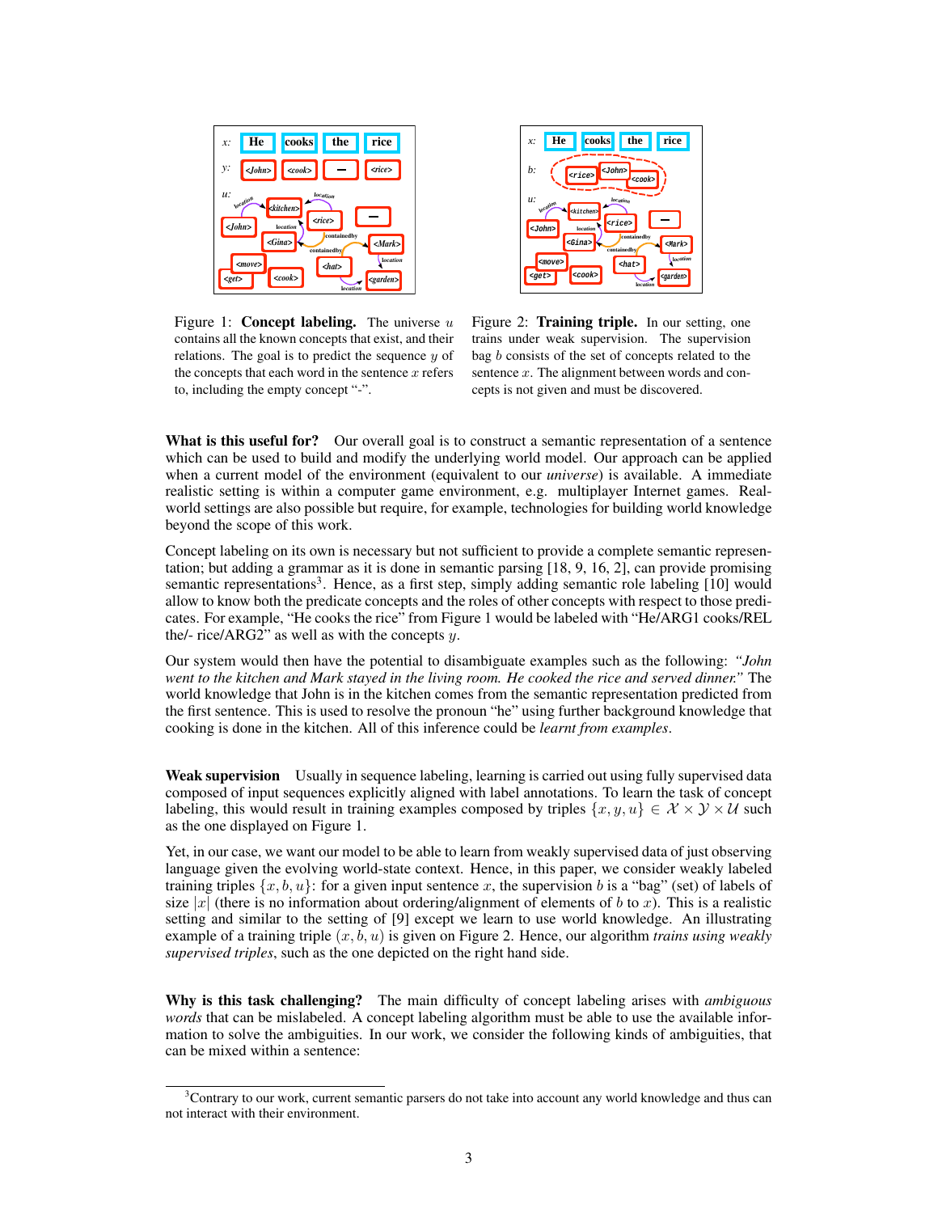Figure 1: **Concept labeling.** The universe $u$ contains all the known concepts that exist, and their relations. The goal is to predict the sequence $y$ of the concepts that each word in the sentence $x$ refers to, including the empty concept "-".

Figure 2: **Training triple.** In our setting, one trains under weak supervision. The supervision bag $b$ consists of the set of concepts related to the sentence $x$. The alignment between words and concepts is not given and must be discovered.

**What is this useful for?** Our overall goal is to construct a semantic representation of a sentence which can be used to build and modify the underlying world model. Our approach can be applied when a current model of the environment (equivalent to our *universe*) is available. A immediate realistic setting is within a computer game environment, e.g. multiplayer Internet games. Real-world settings are also possible but require, for example, technologies for building world knowledge beyond the scope of this work.

Concept labeling on its own is necessary but not sufficient to provide a complete semantic representation; but adding a grammar as it is done in semantic parsing [18, 9, 16, 2], can provide promising semantic representations[3]. Hence, as a first step, simply adding semantic role labeling [10] would allow to know both the predicate concepts and the roles of other concepts with respect to those predicates. For example, "He cooks the rice" from Figure 1 would be labeled with "He/ARG1 cooks/REL the/- rice/ARG2" as well as with the concepts $y$.

Our system would then have the potential to disambiguate examples such as the following: *"John went to the kitchen and Mark stayed in the living room. He cooked the rice and served dinner."* The world knowledge that John is in the kitchen comes from the semantic representation predicted from the first sentence. This is used to resolve the pronoun "he" using further background knowledge that cooking is done in the kitchen. All of this inference could be *learnt from examples*.

**Weak supervision** Usually in sequence labeling, learning is carried out using fully supervised data composed of input sequences explicitly aligned with label annotations. To learn the task of concept labeling, this would result in training examples composed by triples $\{x, y, u\} \in \mathcal{X} \times \mathcal{Y} \times \mathcal{U}$ such as the one displayed on Figure 1.

Yet, in our case, we want our model to be able to learn from weakly supervised data of just observing language given the evolving world-state context. Hence, in this paper, we consider weakly labeled training triples $\{x, b, u\}$: for a given input sentence $x$, the supervision $b$ is a "bag" (set) of labels of size $|x|$ (there is no information about ordering/alignment of elements of $b$ to $x$). This is a realistic setting and similar to the setting of [9] except we learn to use world knowledge. An illustrating example of a training triple $(x, b, u)$ is given on Figure 2. Hence, our algorithm *trains using weakly supervised triples*, such as the one depicted on the right hand side.

**Why is this task challenging?** The main difficulty of concept labeling arises with *ambiguous words* that can be mislabeled. A concept labeling algorithm must be able to use the available information to solve the ambiguities. In our work, we consider the following kinds of ambiguities, that can be mixed within a sentence:

[3] Contrary to our work, current semantic parsers do not take into account any world knowledge and thus can not interact with their environment.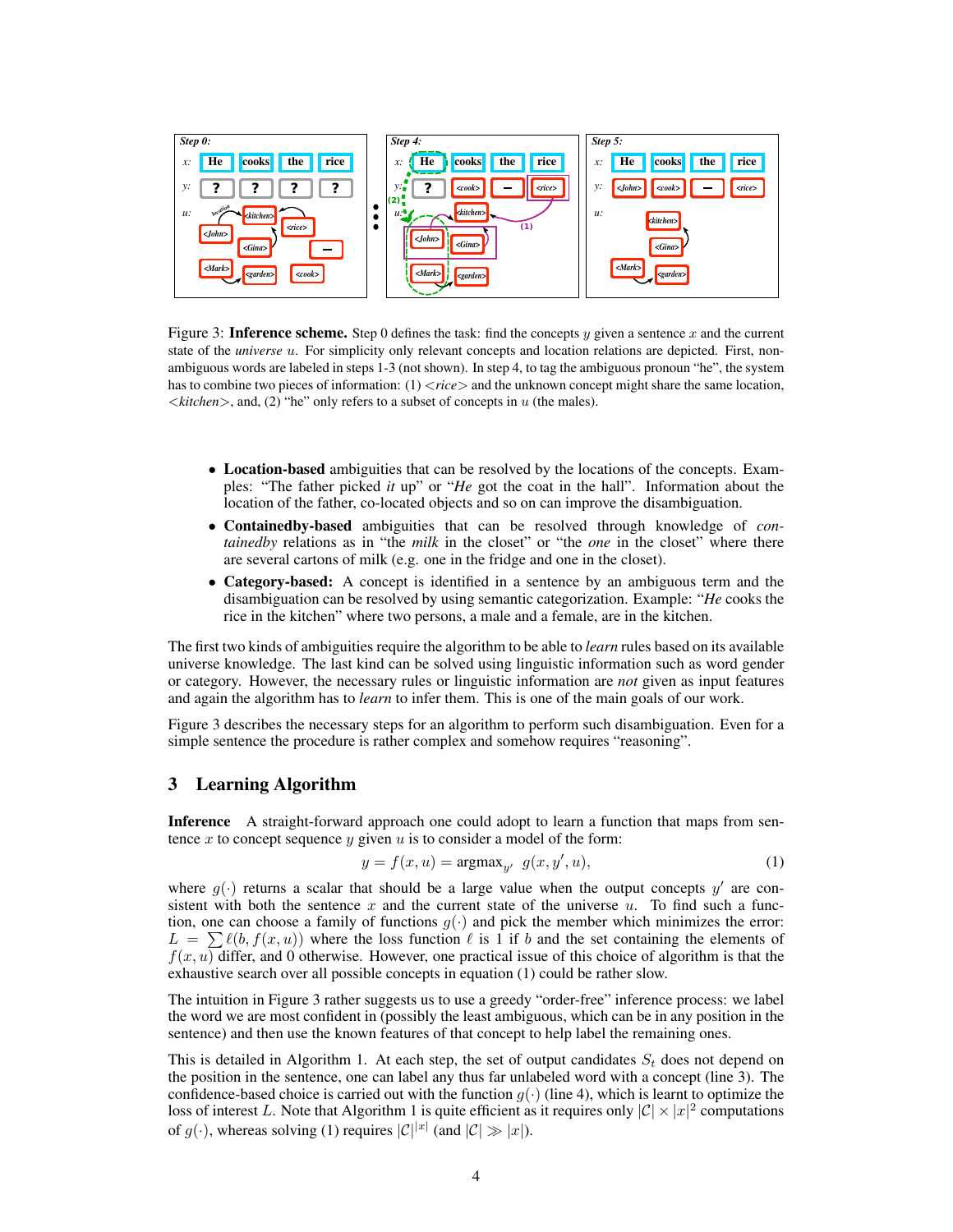Figure 3: **Inference scheme.** Step 0 defines the task: find the concepts $y$ given a sentence $x$ and the current state of the *universe* $u$. For simplicity only relevant concepts and location relations are depicted. First, non-ambiguous words are labeled in steps 1-3 (not shown). In step 4, to tag the ambiguous pronoun "he", the system has to combine two pieces of information: (1) $<$*rice*$>$ and the unknown concept might share the same location, $<$*kitchen*$>$, and, (2) "he" only refers to a subset of concepts in $u$ (the males).

- **Location-based** ambiguities that can be resolved by the locations of the concepts. Examples: "The father picked *it* up" or "*He* got the coat in the hall". Information about the location of the father, co-located objects and so on can improve the disambiguation.
- **Containedby-based** ambiguities that can be resolved through knowledge of *containedby* relations as in "the *milk* in the closet" or "the *one* in the closet" where there are several cartons of milk (e.g. one in the fridge and one in the closet).
- **Category-based:** A concept is identified in a sentence by an ambiguous term and the disambiguation can be resolved by using semantic categorization. Example: "*He* cooks the rice in the kitchen" where two persons, a male and a female, are in the kitchen.

The first two kinds of ambiguities require the algorithm to be able to *learn* rules based on its available universe knowledge. The last kind can be solved using linguistic information such as word gender or category. However, the necessary rules or linguistic information are *not* given as input features and again the algorithm has to *learn* to infer them. This is one of the main goals of our work.

Figure 3 describes the necessary steps for an algorithm to perform such disambiguation. Even for a simple sentence the procedure is rather complex and somehow requires "reasoning".

## 3 Learning Algorithm

**Inference** A straight-forward approach one could adopt to learn a function that maps from sentence $x$ to concept sequence $y$ given $u$ is to consider a model of the form:

$$y = f(x, u) = \text{argmax}_{y'} \; g(x, y', u), \tag{1}$$

where $g(\cdot)$ returns a scalar that should be a large value when the output concepts $y'$ are consistent with both the sentence $x$ and the current state of the universe $u$. To find such a function, one can choose a family of functions $g(\cdot)$ and pick the member which minimizes the error: $L = \sum \ell(b, f(x, u))$ where the loss function $\ell$ is 1 if $b$ and the set containing the elements of $f(x, u)$ differ, and 0 otherwise. However, one practical issue of this choice of algorithm is that the exhaustive search over all possible concepts in equation (1) could be rather slow.

The intuition in Figure 3 rather suggests us to use a greedy "order-free" inference process: we label the word we are most confident in (possibly the least ambiguous, which can be in any position in the sentence) and then use the known features of that concept to help label the remaining ones.

This is detailed in Algorithm 1. At each step, the set of output candidates $S_t$ does not depend on the position in the sentence, one can label any thus far unlabeled word with a concept (line 3). The confidence-based choice is carried out with the function $g(\cdot)$ (line 4), which is learnt to optimize the loss of interest $L$. Note that Algorithm 1 is quite efficient as it requires only $|\mathcal{C}| \times |x|^2$ computations of $g(\cdot)$, whereas solving (1) requires $|\mathcal{C}|^{|x|}$ (and $|\mathcal{C}| \gg |x|$).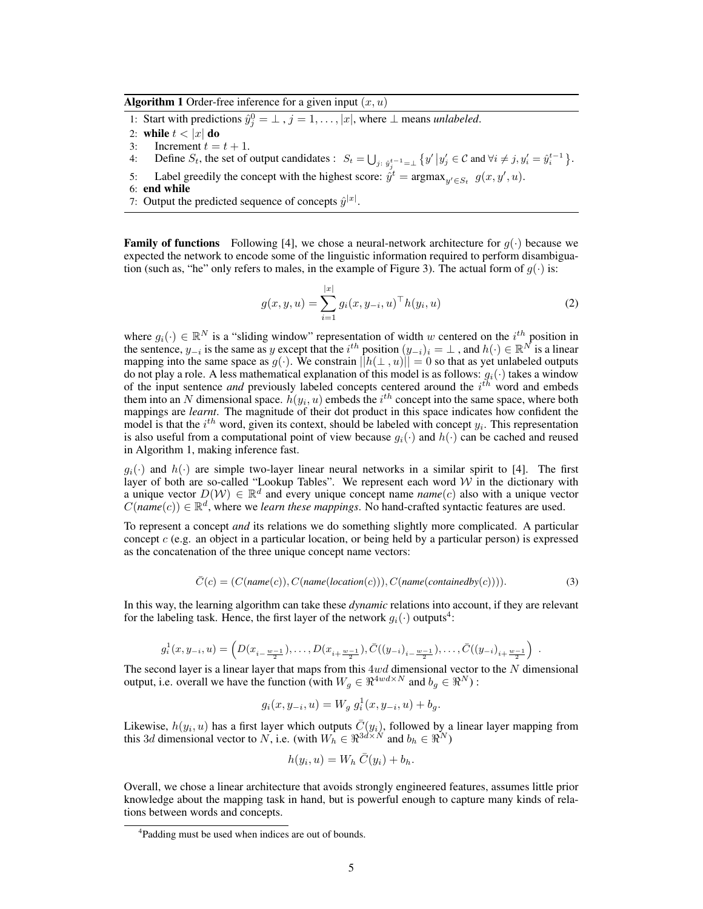**Algorithm 1** Order-free inference for a given input $(x, u)$

1: Start with predictions $\hat{y}^0_j = \perp$ , $j = 1, \ldots, |x|$, where $\perp$ means *unlabeled*.
2: **while** $t < |x|$ **do**
3: Increment $t = t + 1$.
4: Define $S_t$, the set of output candidates : $S_t = \bigcup_{j:\ \hat{y}^{t-1}_j = \perp} \{y' \,|\, y'_j \in \mathcal{C} \text{ and } \forall i \neq j, y'_i = \hat{y}^{t-1}_i\}$.
5: Label greedily the concept with the highest score: $\hat{y}^t = \text{argmax}_{y' \in S_t}\ g(x, y', u)$.
6: **end while**
7: Output the predicted sequence of concepts $\hat{y}^{|x|}$.

**Family of functions** Following [4], we chose a neural-network architecture for $g(\cdot)$ because we expected the network to encode some of the linguistic information required to perform disambiguation (such as, "he" only refers to males, in the example of Figure 3). The actual form of $g(\cdot)$ is:

$$g(x, y, u) = \sum_{i=1}^{|x|} g_i(x, y_{-i}, u)^\top h(y_i, u) \tag{2}$$

where $g_i(\cdot) \in \mathbb{R}^N$ is a "sliding window" representation of width $w$ centered on the $i^{th}$ position in the sentence, $y_{-i}$ is the same as $y$ except that the $i^{th}$ position $(y_{-i})_i = \perp$ , and $h(\cdot) \in \mathbb{R}^N$ is a linear mapping into the same space as $g(\cdot)$. We constrain $||h(\perp, u)|| = 0$ so that as yet unlabeled outputs do not play a role. A less mathematical explanation of this model is as follows: $g_i(\cdot)$ takes a window of the input sentence *and* previously labeled concepts centered around the $i^{th}$ word and embeds them into an $N$ dimensional space. $h(y_i, u)$ embeds the $i^{th}$ concept into the same space, where both mappings are *learnt*. The magnitude of their dot product in this space indicates how confident the model is that the $i^{th}$ word, given its context, should be labeled with concept $y_i$. This representation is also useful from a computational point of view because $g_i(\cdot)$ and $h(\cdot)$ can be cached and reused in Algorithm 1, making inference fast.

$g_i(\cdot)$ and $h(\cdot)$ are simple two-layer linear neural networks in a similar spirit to [4]. The first layer of both are so-called "Lookup Tables". We represent each word $\mathcal{W}$ in the dictionary with a unique vector $D(\mathcal{W}) \in \mathbb{R}^d$ and every unique concept name *name*$(c)$ also with a unique vector $C(\textit{name}(c)) \in \mathbb{R}^d$, where we *learn these mappings*. No hand-crafted syntactic features are used.

To represent a concept *and* its relations we do something slightly more complicated. A particular concept $c$ (e.g. an object in a particular location, or being held by a particular person) is expressed as the concatenation of the three unique concept name vectors:

$$\bar{C}(c) = (C(\textit{name}(c)), C(\textit{name}(\textit{location}(c))), C(\textit{name}(\textit{containedby}(c)))). \tag{3}$$

In this way, the learning algorithm can take these *dynamic* relations into account, if they are relevant for the labeling task. Hence, the first layer of the network $g_i(\cdot)$ outputs[4]:

$$g^1_i(x, y_{-i}, u) = \left( D(x_{i-\frac{w-1}{2}}), \ldots, D(x_{i+\frac{w-1}{2}}), \bar{C}((y_{-i})_{i-\frac{w-1}{2}}), \ldots, \bar{C}((y_{-i})_{i+\frac{w-1}{2}}) \right).$$

The second layer is a linear layer that maps from this $4wd$ dimensional vector to the $N$ dimensional output, i.e. overall we have the function (with $W_g \in \Re^{4wd \times N}$ and $b_g \in \Re^N$) :

$$g_i(x, y_{-i}, u) = W_g\ g^1_i(x, y_{-i}, u) + b_g.$$

Likewise, $h(y_i, u)$ has a first layer which outputs $\bar{C}(y_i)$, followed by a linear layer mapping from this $3d$ dimensional vector to $N$, i.e. (with $W_h \in \Re^{3d \times N}$ and $b_h \in \Re^N$)

$$h(y_i, u) = W_h\ \bar{C}(y_i) + b_h.$$

Overall, we chose a linear architecture that avoids strongly engineered features, assumes little prior knowledge about the mapping task in hand, but is powerful enough to capture many kinds of relations between words and concepts.

[4] Padding must be used when indices are out of bounds.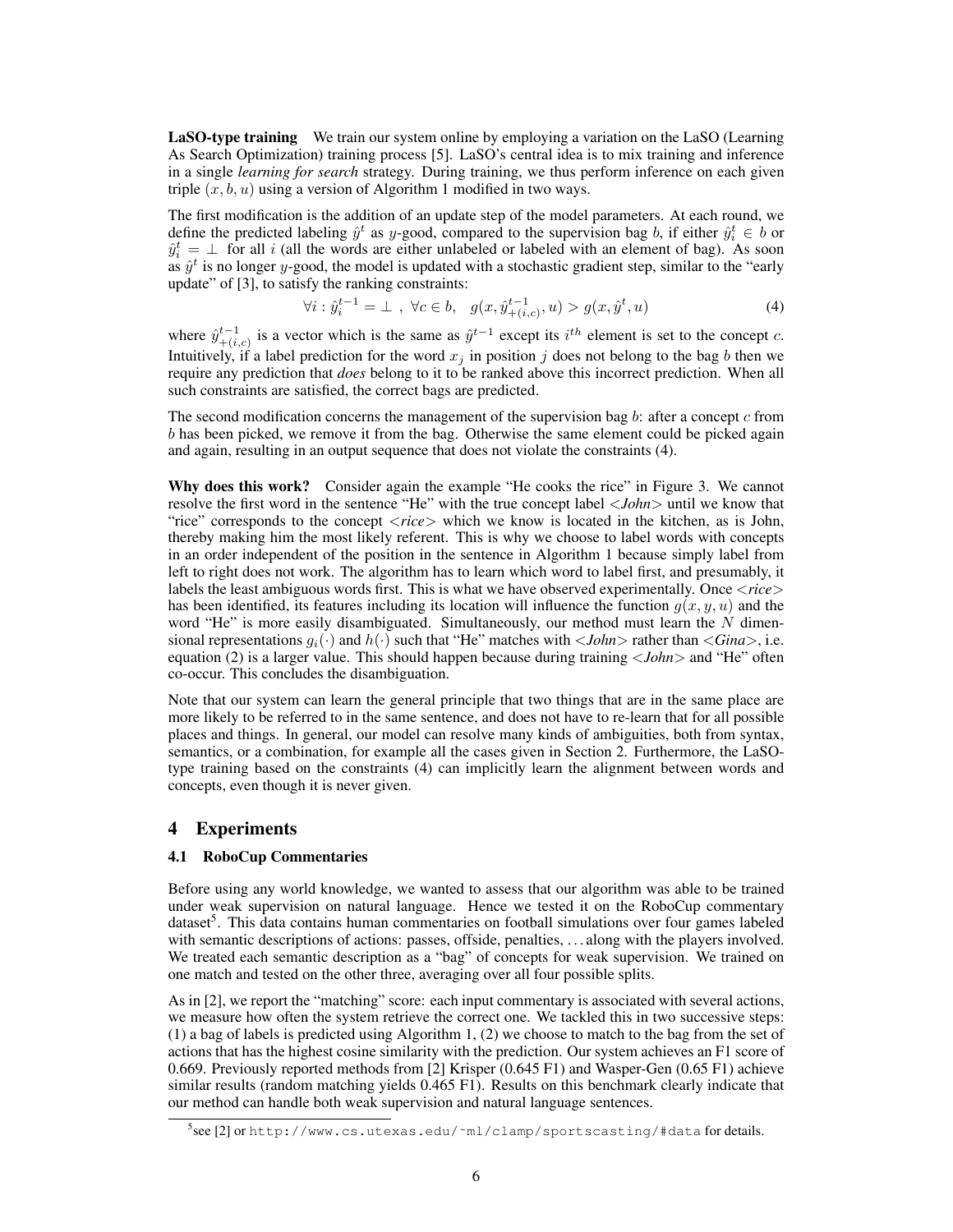**LaSO-type training** We train our system online by employing a variation on the LaSO (Learning As Search Optimization) training process [5]. LaSO's central idea is to mix training and inference in a single *learning for search* strategy. During training, we thus perform inference on each given triple $(x, b, u)$ using a version of Algorithm 1 modified in two ways.

The first modification is the addition of an update step of the model parameters. At each round, we define the predicted labeling $\hat{y}^t$ as $y$-good, compared to the supervision bag $b$, if either $\hat{y}^t_i \in b$ or $\hat{y}^t_i = \perp$ for all $i$ (all the words are either unlabeled or labeled with an element of bag). As soon as $\hat{y}^t$ is no longer $y$-good, the model is updated with a stochastic gradient step, similar to the "early update" of [3], to satisfy the ranking constraints:

$$\forall i : \hat{y}^{t-1}_i = \perp \ , \ \forall c \in b, \quad g(x, \hat{y}^{t-1}_{+(i,c)}, u) > g(x, \hat{y}^t, u) \tag{4}$$

where $\hat{y}^{t-1}_{+(i,c)}$ is a vector which is the same as $\hat{y}^{t-1}$ except its $i^{th}$ element is set to the concept $c$. Intuitively, if a label prediction for the word $x_j$ in position $j$ does not belong to the bag $b$ then we require any prediction that *does* belong to it to be ranked above this incorrect prediction. When all such constraints are satisfied, the correct bags are predicted.

The second modification concerns the management of the supervision bag $b$: after a concept $c$ from $b$ has been picked, we remove it from the bag. Otherwise the same element could be picked again and again, resulting in an output sequence that does not violate the constraints (4).

**Why does this work?** Consider again the example "He cooks the rice" in Figure 3. We cannot resolve the first word in the sentence "He" with the true concept label <*John*> until we know that "rice" corresponds to the concept <*rice*> which we know is located in the kitchen, as is John, thereby making him the most likely referent. This is why we choose to label words with concepts in an order independent of the position in the sentence in Algorithm 1 because simply label from left to right does not work. The algorithm has to learn which word to label first, and presumably, it labels the least ambiguous words first. This is what we have observed experimentally. Once <*rice*> has been identified, its features including its location will influence the function $g(x, y, u)$ and the word "He" is more easily disambiguated. Simultaneously, our method must learn the $N$ dimensional representations $g_i(\cdot)$ and $h(\cdot)$ such that "He" matches with <*John*> rather than <*Gina*>, i.e. equation (2) is a larger value. This should happen because during training <*John*> and "He" often co-occur. This concludes the disambiguation.

Note that our system can learn the general principle that two things that are in the same place are more likely to be referred to in the same sentence, and does not have to re-learn that for all possible places and things. In general, our model can resolve many kinds of ambiguities, both from syntax, semantics, or a combination, for example all the cases given in Section 2. Furthermore, the LaSO-type training based on the constraints (4) can implicitly learn the alignment between words and concepts, even though it is never given.

## 4 Experiments

### 4.1 RoboCup Commentaries

Before using any world knowledge, we wanted to assess that our algorithm was able to be trained under weak supervision on natural language. Hence we tested it on the RoboCup commentary dataset[5]. This data contains human commentaries on football simulations over four games labeled with semantic descriptions of actions: passes, offside, penalties, ... along with the players involved. We treated each semantic description as a "bag" of concepts for weak supervision. We trained on one match and tested on the other three, averaging over all four possible splits.

As in [2], we report the "matching" score: each input commentary is associated with several actions, we measure how often the system retrieve the correct one. We tackled this in two successive steps: (1) a bag of labels is predicted using Algorithm 1, (2) we choose to match to the bag from the set of actions that has the highest cosine similarity with the prediction. Our system achieves an F1 score of 0.669. Previously reported methods from [2] Krisper (0.645 F1) and Wasper-Gen (0.65 F1) achieve similar results (random matching yields 0.465 F1). Results on this benchmark clearly indicate that our method can handle both weak supervision and natural language sentences.

[5] see [2] or http://www.cs.utexas.edu/~ml/clamp/sportscasting/#data for details.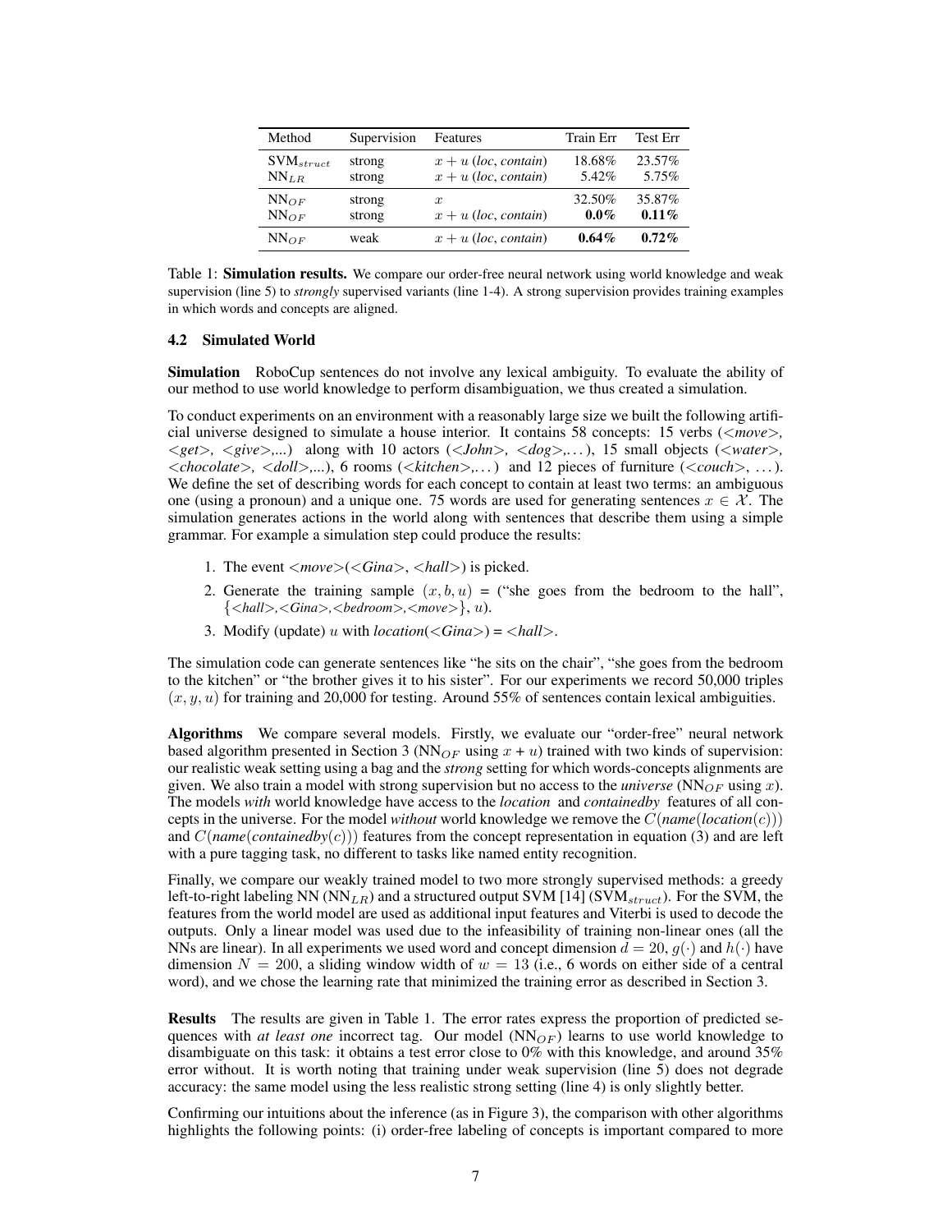| Method | Supervision | Features | Train Err | Test Err |
|---|---|---|---|---|
| SVM$_{struct}$ | strong | $x + u$ (*loc, contain*) | 18.68% | 23.57% |
| NN$_{LR}$ | strong | $x + u$ (*loc, contain*) | 5.42% | 5.75% |
| NN$_{OF}$ | strong | $x$ | 32.50% | 35.87% |
| NN$_{OF}$ | strong | $x + u$ (*loc, contain*) | **0.0%** | **0.11%** |
| NN$_{OF}$ | weak | $x + u$ (*loc, contain*) | **0.64%** | **0.72%** |

Table 1: **Simulation results.** We compare our order-free neural network using world knowledge and weak supervision (line 5) to *strongly* supervised variants (line 1-4). A strong supervision provides training examples in which words and concepts are aligned.

### 4.2 Simulated World

**Simulation** RoboCup sentences do not involve any lexical ambiguity. To evaluate the ability of our method to use world knowledge to perform disambiguation, we thus created a simulation.

To conduct experiments on an environment with a reasonably large size we built the following artificial universe designed to simulate a house interior. It contains 58 concepts: 15 verbs (*<move>, <get>, <give>,...*) along with 10 actors (*<John>, <dog>,...*), 15 small objects (*<water>, <chocolate>, <doll>,...*), 6 rooms (*<kitchen>,...*) and 12 pieces of furniture (*<couch>, ...*). We define the set of describing words for each concept to contain at least two terms: an ambiguous one (using a pronoun) and a unique one. 75 words are used for generating sentences $x \in \mathcal{X}$. The simulation generates actions in the world along with sentences that describe them using a simple grammar. For example a simulation step could produce the results:

1. The event *<move>*(*<Gina>*, *<hall>*) is picked.
2. Generate the training sample $(x, b, u)$ = ("she goes from the bedroom to the hall", $\{$*<hall>,<Gina>,<bedroom>,<move>*$\}$, $u$).
3. Modify (update) $u$ with *location*(*<Gina>*) = *<hall>*.

The simulation code can generate sentences like "he sits on the chair", "she goes from the bedroom to the kitchen" or "the brother gives it to his sister". For our experiments we record 50,000 triples $(x, y, u)$ for training and 20,000 for testing. Around 55% of sentences contain lexical ambiguities.

**Algorithms** We compare several models. Firstly, we evaluate our "order-free" neural network based algorithm presented in Section 3 (NN$_{OF}$ using $x$ + $u$) trained with two kinds of supervision: our realistic weak setting using a bag and the *strong* setting for which words-concepts alignments are given. We also train a model with strong supervision but no access to the *universe* (NN$_{OF}$ using $x$). The models *with* world knowledge have access to the *location* and *containedby* features of all concepts in the universe. For the model *without* world knowledge we remove the $C($*name*$($*location*$(c)))$ and $C($*name*$($*containedby*$(c)))$ features from the concept representation in equation (3) and are left with a pure tagging task, no different to tasks like named entity recognition.

Finally, we compare our weakly trained model to two more strongly supervised methods: a greedy left-to-right labeling NN (NN$_{LR}$) and a structured output SVM [14] (SVM$_{struct}$). For the SVM, the features from the world model are used as additional input features and Viterbi is used to decode the outputs. Only a linear model was used due to the infeasibility of training non-linear ones (all the NNs are linear). In all experiments we used word and concept dimension $d = 20$, $g(\cdot)$ and $h(\cdot)$ have dimension $N = 200$, a sliding window width of $w = 13$ (i.e., 6 words on either side of a central word), and we chose the learning rate that minimized the training error as described in Section 3.

**Results** The results are given in Table 1. The error rates express the proportion of predicted sequences with *at least one* incorrect tag. Our model (NN$_{OF}$) learns to use world knowledge to disambiguate on this task: it obtains a test error close to 0% with this knowledge, and around 35% error without. It is worth noting that training under weak supervision (line 5) does not degrade accuracy: the same model using the less realistic strong setting (line 4) is only slightly better.

Confirming our intuitions about the inference (as in Figure 3), the comparison with other algorithms highlights the following points: (i) order-free labeling of concepts is important compared to more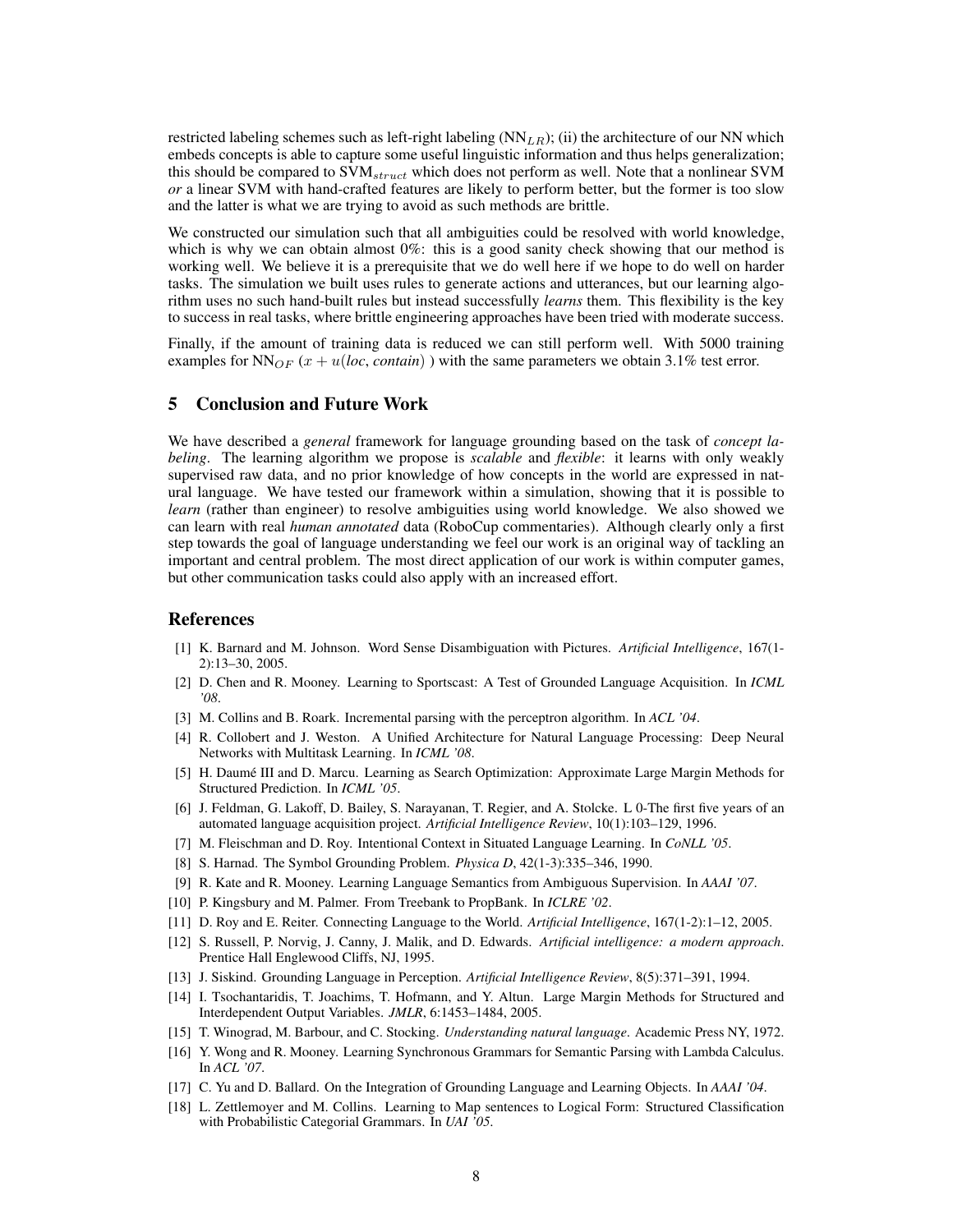restricted labeling schemes such as left-right labeling ($NN_{LR}$); (ii) the architecture of our NN which embeds concepts is able to capture some useful linguistic information and thus helps generalization; this should be compared to $SVM_{struct}$ which does not perform as well. Note that a nonlinear SVM *or* a linear SVM with hand-crafted features are likely to perform better, but the former is too slow and the latter is what we are trying to avoid as such methods are brittle.

We constructed our simulation such that all ambiguities could be resolved with world knowledge, which is why we can obtain almost 0%: this is a good sanity check showing that our method is working well. We believe it is a prerequisite that we do well here if we hope to do well on harder tasks. The simulation we built uses rules to generate actions and utterances, but our learning algorithm uses no such hand-built rules but instead successfully *learns* them. This flexibility is the key to success in real tasks, where brittle engineering approaches have been tried with moderate success.

Finally, if the amount of training data is reduced we can still perform well. With 5000 training examples for $NN_{OF}$ ($x + u(loc, contain)$ ) with the same parameters we obtain 3.1% test error.

## 5 Conclusion and Future Work

We have described a *general* framework for language grounding based on the task of *concept labeling*. The learning algorithm we propose is *scalable* and *flexible*: it learns with only weakly supervised raw data, and no prior knowledge of how concepts in the world are expressed in natural language. We have tested our framework within a simulation, showing that it is possible to *learn* (rather than engineer) to resolve ambiguities using world knowledge. We also showed we can learn with real *human annotated* data (RoboCup commentaries). Although clearly only a first step towards the goal of language understanding we feel our work is an original way of tackling an important and central problem. The most direct application of our work is within computer games, but other communication tasks could also apply with an increased effort.

## References

[1] K. Barnard and M. Johnson. Word Sense Disambiguation with Pictures. *Artificial Intelligence*, 167(1-2):13–30, 2005.

[2] D. Chen and R. Mooney. Learning to Sportscast: A Test of Grounded Language Acquisition. In *ICML '08*.

[3] M. Collins and B. Roark. Incremental parsing with the perceptron algorithm. In *ACL '04*.

[4] R. Collobert and J. Weston. A Unified Architecture for Natural Language Processing: Deep Neural Networks with Multitask Learning. In *ICML '08*.

[5] H. Daumé III and D. Marcu. Learning as Search Optimization: Approximate Large Margin Methods for Structured Prediction. In *ICML '05*.

[6] J. Feldman, G. Lakoff, D. Bailey, S. Narayanan, T. Regier, and A. Stolcke. L 0-The first five years of an automated language acquisition project. *Artificial Intelligence Review*, 10(1):103–129, 1996.

[7] M. Fleischman and D. Roy. Intentional Context in Situated Language Learning. In *CoNLL '05*.

[8] S. Harnad. The Symbol Grounding Problem. *Physica D*, 42(1-3):335–346, 1990.

[9] R. Kate and R. Mooney. Learning Language Semantics from Ambiguous Supervision. In *AAAI '07*.

[10] P. Kingsbury and M. Palmer. From Treebank to PropBank. In *ICLRE '02*.

[11] D. Roy and E. Reiter. Connecting Language to the World. *Artificial Intelligence*, 167(1-2):1–12, 2005.

[12] S. Russell, P. Norvig, J. Canny, J. Malik, and D. Edwards. *Artificial intelligence: a modern approach*. Prentice Hall Englewood Cliffs, NJ, 1995.

[13] J. Siskind. Grounding Language in Perception. *Artificial Intelligence Review*, 8(5):371–391, 1994.

[14] I. Tsochantaridis, T. Joachims, T. Hofmann, and Y. Altun. Large Margin Methods for Structured and Interdependent Output Variables. *JMLR*, 6:1453–1484, 2005.

[15] T. Winograd, M. Barbour, and C. Stocking. *Understanding natural language*. Academic Press NY, 1972.

[16] Y. Wong and R. Mooney. Learning Synchronous Grammars for Semantic Parsing with Lambda Calculus. In *ACL '07*.

[17] C. Yu and D. Ballard. On the Integration of Grounding Language and Learning Objects. In *AAAI '04*.

[18] L. Zettlemoyer and M. Collins. Learning to Map sentences to Logical Form: Structured Classification with Probabilistic Categorial Grammars. In *UAI '05*.